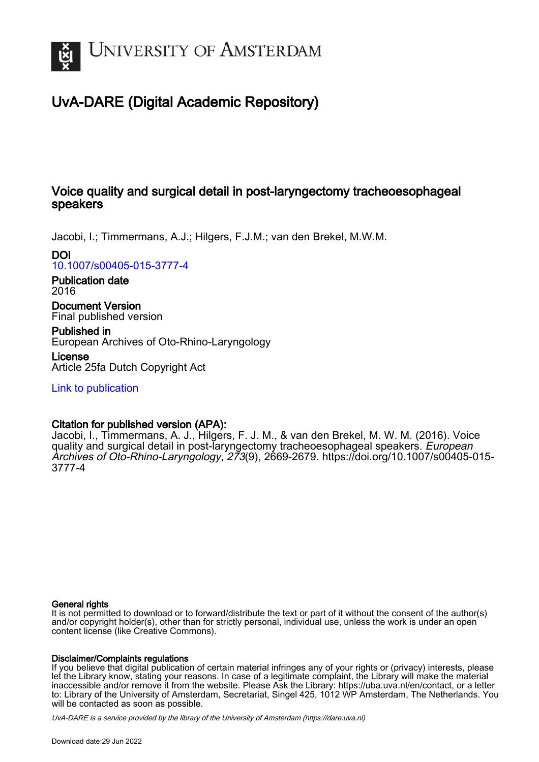# UvA-DARE (Digital Academic Repository)

## Voice quality and surgical detail in post-laryngectomy tracheoesophageal speakers

Jacobi, I.; Timmermans, A.J.; Hilgers, F.J.M.; van den Brekel, M.W.M.

**DOI**
10.1007/s00405-015-3777-4

**Publication date**
2016

**Document Version**
Final published version

**Published in**
European Archives of Oto-Rhino-Laryngology

**License**
Article 25fa Dutch Copyright Act

Link to publication

**Citation for published version (APA):**
Jacobi, I., Timmermans, A. J., Hilgers, F. J. M., & van den Brekel, M. W. M. (2016). Voice quality and surgical detail in post-laryngectomy tracheoesophageal speakers. *European Archives of Oto-Rhino-Laryngology*, *273*(9), 2669-2679. https://doi.org/10.1007/s00405-015-3777-4

**General rights**
It is not permitted to download or to forward/distribute the text or part of it without the consent of the author(s) and/or copyright holder(s), other than for strictly personal, individual use, unless the work is under an open content license (like Creative Commons).

**Disclaimer/Complaints regulations**
If you believe that digital publication of certain material infringes any of your rights or (privacy) interests, please let the Library know, stating your reasons. In case of a legitimate complaint, the Library will make the material inaccessible and/or remove it from the website. Please Ask the Library: https://uba.uva.nl/en/contact, or a letter to: Library of the University of Amsterdam, Secretariat, Singel 425, 1012 WP Amsterdam, The Netherlands. You will be contacted as soon as possible.

*UvA-DARE is a service provided by the library of the University of Amsterdam (https://dare.uva.nl)*

Download date:29 Jun 2022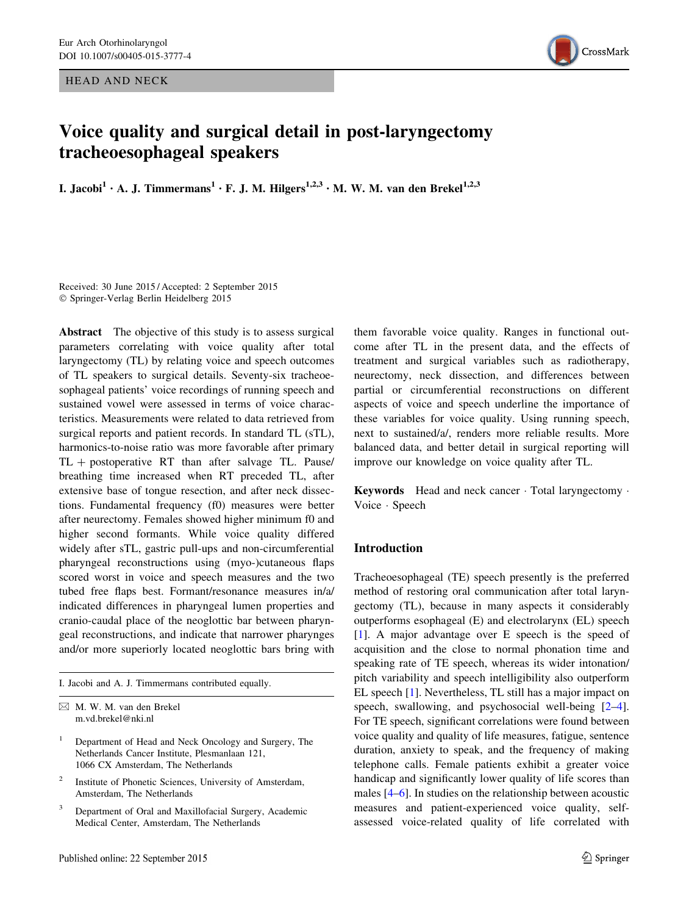# Voice quality and surgical detail in post-laryngectomy tracheoesophageal speakers

**I. Jacobi[1] · A. J. Timmermans[1] · F. J. M. Hilgers[1,2,3] · M. W. M. van den Brekel[1,2,3]**

Received: 30 June 2015 / Accepted: 2 September 2015
© Springer-Verlag Berlin Heidelberg 2015

**Abstract** The objective of this study is to assess surgical parameters correlating with voice quality after total laryngectomy (TL) by relating voice and speech outcomes of TL speakers to surgical details. Seventy-six tracheoesophageal patients' voice recordings of running speech and sustained vowel were assessed in terms of voice characteristics. Measurements were related to data retrieved from surgical reports and patient records. In standard TL (sTL), harmonics-to-noise ratio was more favorable after primary TL + postoperative RT than after salvage TL. Pause/breathing time increased when RT preceded TL, after extensive base of tongue resection, and after neck dissections. Fundamental frequency (f0) measures were better after neurectomy. Females showed higher minimum f0 and higher second formants. While voice quality differed widely after sTL, gastric pull-ups and non-circumferential pharyngeal reconstructions using (myo-)cutaneous flaps scored worst in voice and speech measures and the two tubed free flaps best. Formant/resonance measures in/a/ indicated differences in pharyngeal lumen properties and cranio-caudal place of the neoglottic bar between pharyngeal reconstructions, and indicate that narrower pharynges and/or more superiorly located neoglottic bars bring with them favorable voice quality. Ranges in functional outcome after TL in the present data, and the effects of treatment and surgical variables such as radiotherapy, neurectomy, neck dissection, and differences between partial or circumferential reconstructions on different aspects of voice and speech underline the importance of these variables for voice quality. Using running speech, next to sustained/a/, renders more reliable results. More balanced data, and better detail in surgical reporting will improve our knowledge on voice quality after TL.

**Keywords** Head and neck cancer · Total laryngectomy · Voice · Speech

I. Jacobi and A. J. Timmermans contributed equally.

✉ M. W. M. van den Brekel
m.vd.brekel@nki.nl

[1] Department of Head and Neck Oncology and Surgery, The Netherlands Cancer Institute, Plesmanlaan 121, 1066 CX Amsterdam, The Netherlands

[2] Institute of Phonetic Sciences, University of Amsterdam, Amsterdam, The Netherlands

[3] Department of Oral and Maxillofacial Surgery, Academic Medical Center, Amsterdam, The Netherlands

## Introduction

Tracheoesophageal (TE) speech presently is the preferred method of restoring oral communication after total laryngectomy (TL), because in many aspects it considerably outperforms esophageal (E) and electrolarynx (EL) speech [1]. A major advantage over E speech is the speed of acquisition and the close to normal phonation time and speaking rate of TE speech, whereas its wider intonation/pitch variability and speech intelligibility also outperform EL speech [1]. Nevertheless, TL still has a major impact on speech, swallowing, and psychosocial well-being [2–4]. For TE speech, significant correlations were found between voice quality and quality of life measures, fatigue, sentence duration, anxiety to speak, and the frequency of making telephone calls. Female patients exhibit a greater voice handicap and significantly lower quality of life scores than males [4–6]. In studies on the relationship between acoustic measures and patient-experienced voice quality, self-assessed voice-related quality of life correlated with

Published online: 22 September 2015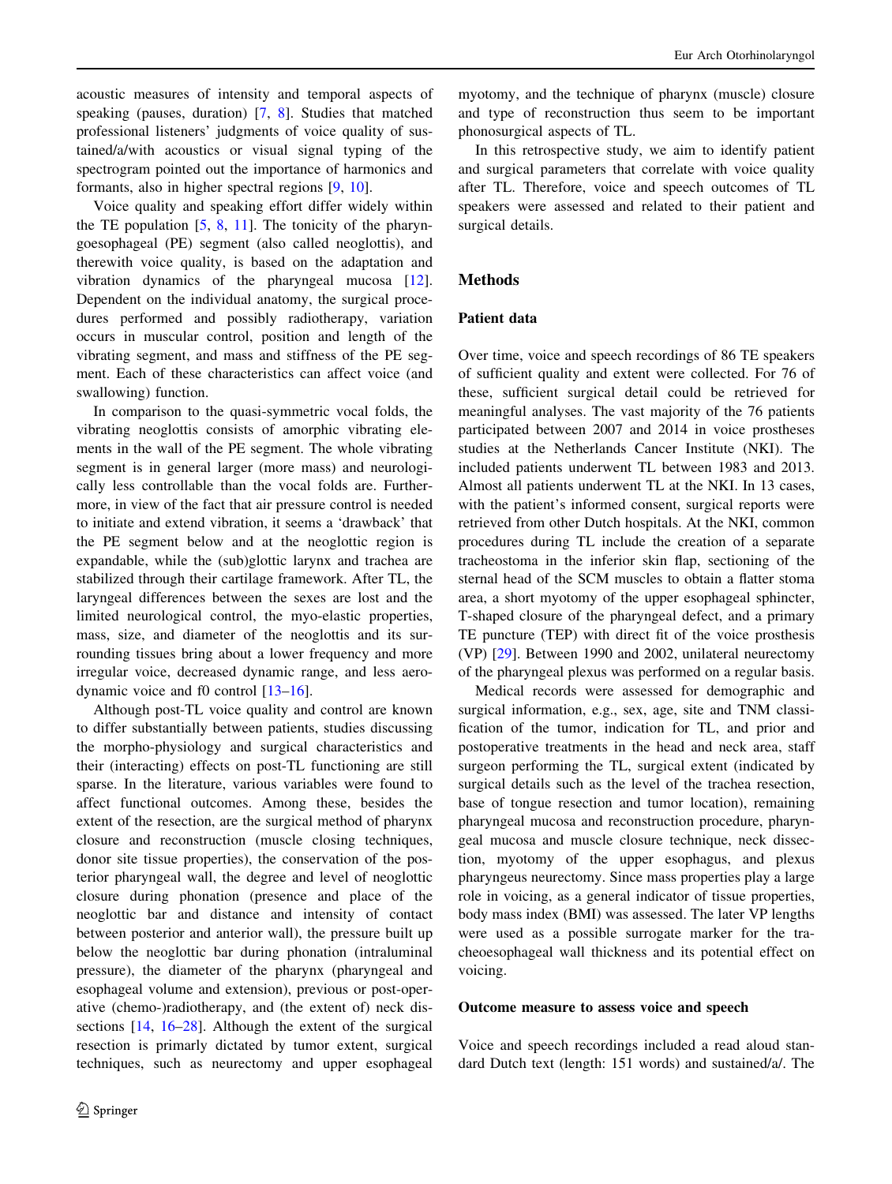acoustic measures of intensity and temporal aspects of speaking (pauses, duration) [7, 8]. Studies that matched professional listeners' judgments of voice quality of sustained/a/with acoustics or visual signal typing of the spectrogram pointed out the importance of harmonics and formants, also in higher spectral regions [9, 10].

Voice quality and speaking effort differ widely within the TE population [5, 8, 11]. The tonicity of the pharyngoesophageal (PE) segment (also called neoglottis), and therewith voice quality, is based on the adaptation and vibration dynamics of the pharyngeal mucosa [12]. Dependent on the individual anatomy, the surgical procedures performed and possibly radiotherapy, variation occurs in muscular control, position and length of the vibrating segment, and mass and stiffness of the PE segment. Each of these characteristics can affect voice (and swallowing) function.

In comparison to the quasi-symmetric vocal folds, the vibrating neoglottis consists of amorphic vibrating elements in the wall of the PE segment. The whole vibrating segment is in general larger (more mass) and neurologically less controllable than the vocal folds are. Furthermore, in view of the fact that air pressure control is needed to initiate and extend vibration, it seems a 'drawback' that the PE segment below and at the neoglottic region is expandable, while the (sub)glottic larynx and trachea are stabilized through their cartilage framework. After TL, the laryngeal differences between the sexes are lost and the limited neurological control, the myo-elastic properties, mass, size, and diameter of the neoglottis and its surrounding tissues bring about a lower frequency and more irregular voice, decreased dynamic range, and less aerodynamic voice and f0 control [13–16].

Although post-TL voice quality and control are known to differ substantially between patients, studies discussing the morpho-physiology and surgical characteristics and their (interacting) effects on post-TL functioning are still sparse. In the literature, various variables were found to affect functional outcomes. Among these, besides the extent of the resection, are the surgical method of pharynx closure and reconstruction (muscle closing techniques, donor site tissue properties), the conservation of the posterior pharyngeal wall, the degree and level of neoglottic closure during phonation (presence and place of the neoglottic bar and distance and intensity of contact between posterior and anterior wall), the pressure built up below the neoglottic bar during phonation (intraluminal pressure), the diameter of the pharynx (pharyngeal and esophageal volume and extension), previous or post-operative (chemo-)radiotherapy, and (the extent of) neck dissections [14, 16–28]. Although the extent of the surgical resection is primarly dictated by tumor extent, surgical techniques, such as neurectomy and upper esophageal myotomy, and the technique of pharynx (muscle) closure and type of reconstruction thus seem to be important phonosurgical aspects of TL.

In this retrospective study, we aim to identify patient and surgical parameters that correlate with voice quality after TL. Therefore, voice and speech outcomes of TL speakers were assessed and related to their patient and surgical details.

## Methods

### Patient data

Over time, voice and speech recordings of 86 TE speakers of sufficient quality and extent were collected. For 76 of these, sufficient surgical detail could be retrieved for meaningful analyses. The vast majority of the 76 patients participated between 2007 and 2014 in voice prostheses studies at the Netherlands Cancer Institute (NKI). The included patients underwent TL between 1983 and 2013. Almost all patients underwent TL at the NKI. In 13 cases, with the patient's informed consent, surgical reports were retrieved from other Dutch hospitals. At the NKI, common procedures during TL include the creation of a separate tracheostoma in the inferior skin flap, sectioning of the sternal head of the SCM muscles to obtain a flatter stoma area, a short myotomy of the upper esophageal sphincter, T-shaped closure of the pharyngeal defect, and a primary TE puncture (TEP) with direct fit of the voice prosthesis (VP) [29]. Between 1990 and 2002, unilateral neurectomy of the pharyngeal plexus was performed on a regular basis.

Medical records were assessed for demographic and surgical information, e.g., sex, age, site and TNM classification of the tumor, indication for TL, and prior and postoperative treatments in the head and neck area, staff surgeon performing the TL, surgical extent (indicated by surgical details such as the level of the trachea resection, base of tongue resection and tumor location), remaining pharyngeal mucosa and reconstruction procedure, pharyngeal mucosa and muscle closure technique, neck dissection, myotomy of the upper esophagus, and plexus pharyngeus neurectomy. Since mass properties play a large role in voicing, as a general indicator of tissue properties, body mass index (BMI) was assessed. The later VP lengths were used as a possible surrogate marker for the tracheoesophageal wall thickness and its potential effect on voicing.

### Outcome measure to assess voice and speech

Voice and speech recordings included a read aloud standard Dutch text (length: 151 words) and sustained/a/. The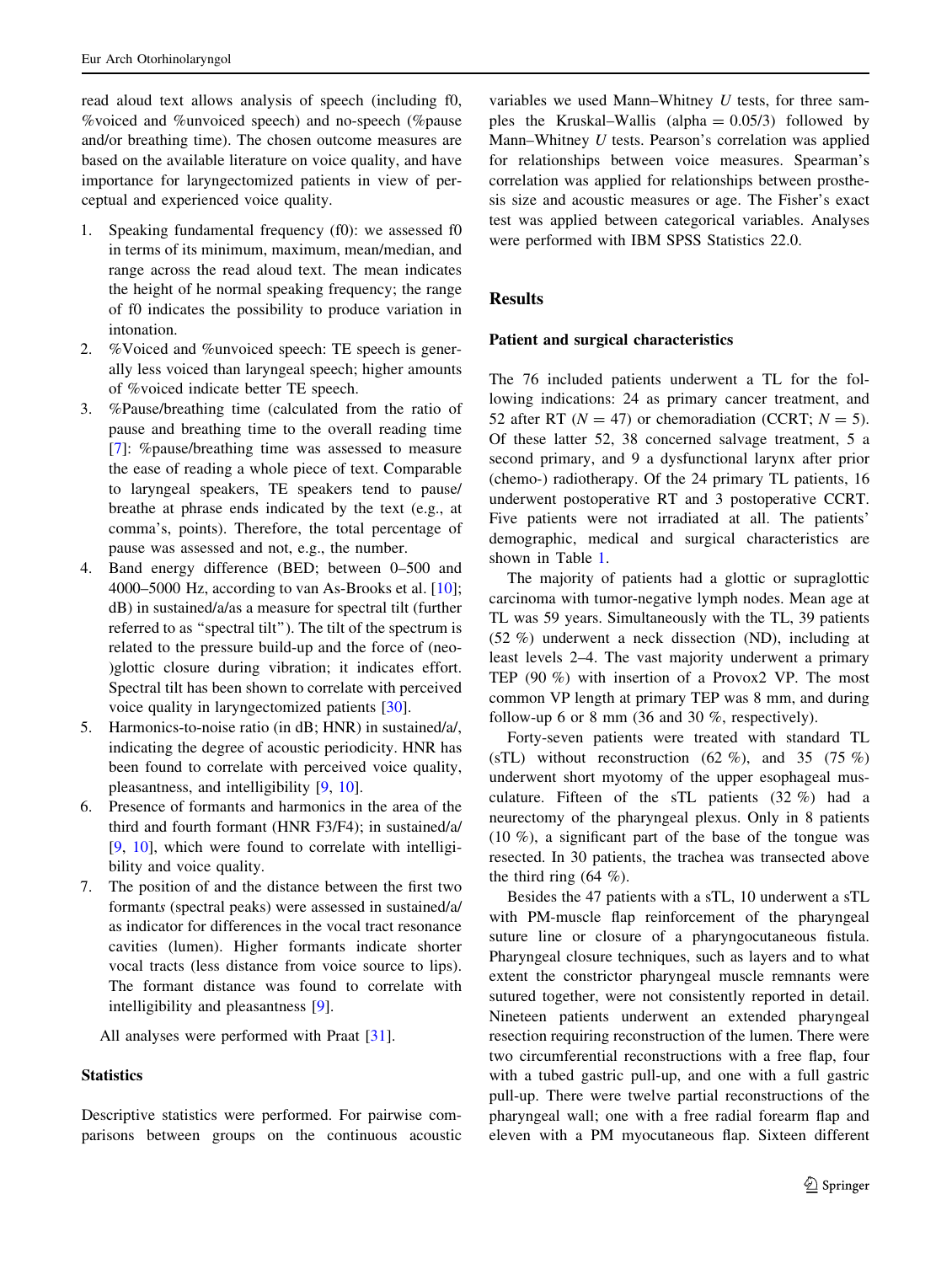read aloud text allows analysis of speech (including f0, %voiced and %unvoiced speech) and no-speech (%pause and/or breathing time). The chosen outcome measures are based on the available literature on voice quality, and have importance for laryngectomized patients in view of perceptual and experienced voice quality.

1. Speaking fundamental frequency (f0): we assessed f0 in terms of its minimum, maximum, mean/median, and range across the read aloud text. The mean indicates the height of he normal speaking frequency; the range of f0 indicates the possibility to produce variation in intonation.
2. %Voiced and %unvoiced speech: TE speech is generally less voiced than laryngeal speech; higher amounts of %voiced indicate better TE speech.
3. %Pause/breathing time (calculated from the ratio of pause and breathing time to the overall reading time [7]: %pause/breathing time was assessed to measure the ease of reading a whole piece of text. Comparable to laryngeal speakers, TE speakers tend to pause/breathe at phrase ends indicated by the text (e.g., at comma's, points). Therefore, the total percentage of pause was assessed and not, e.g., the number.
4. Band energy difference (BED; between 0–500 and 4000–5000 Hz, according to van As-Brooks et al. [10]; dB) in sustained/a/as a measure for spectral tilt (further referred to as "spectral tilt"). The tilt of the spectrum is related to the pressure build-up and the force of (neo-)glottic closure during vibration; it indicates effort. Spectral tilt has been shown to correlate with perceived voice quality in laryngectomized patients [30].
5. Harmonics-to-noise ratio (in dB; HNR) in sustained/a/, indicating the degree of acoustic periodicity. HNR has been found to correlate with perceived voice quality, pleasantness, and intelligibility [9, 10].
6. Presence of formants and harmonics in the area of the third and fourth formant (HNR F3/F4); in sustained/a/ [9, 10], which were found to correlate with intelligibility and voice quality.
7. The position of and the distance between the first two formant*s* (spectral peaks) were assessed in sustained/a/ as indicator for differences in the vocal tract resonance cavities (lumen). Higher formants indicate shorter vocal tracts (less distance from voice source to lips). The formant distance was found to correlate with intelligibility and pleasantness [9].

All analyses were performed with Praat [31].

### Statistics

Descriptive statistics were performed. For pairwise comparisons between groups on the continuous acoustic variables we used Mann–Whitney *U* tests, for three samples the Kruskal–Wallis (alpha = 0.05/3) followed by Mann–Whitney *U* tests. Pearson's correlation was applied for relationships between voice measures. Spearman's correlation was applied for relationships between prosthesis size and acoustic measures or age. The Fisher's exact test was applied between categorical variables. Analyses were performed with IBM SPSS Statistics 22.0.

## Results

### Patient and surgical characteristics

The 76 included patients underwent a TL for the following indications: 24 as primary cancer treatment, and 52 after RT ($N = 47$) or chemoradiation (CCRT; $N = 5$). Of these latter 52, 38 concerned salvage treatment, 5 a second primary, and 9 a dysfunctional larynx after prior (chemo-) radiotherapy. Of the 24 primary TL patients, 16 underwent postoperative RT and 3 postoperative CCRT. Five patients were not irradiated at all. The patients' demographic, medical and surgical characteristics are shown in Table 1.

The majority of patients had a glottic or supraglottic carcinoma with tumor-negative lymph nodes. Mean age at TL was 59 years. Simultaneously with the TL, 39 patients (52 %) underwent a neck dissection (ND), including at least levels 2–4. The vast majority underwent a primary TEP (90 %) with insertion of a Provox2 VP. The most common VP length at primary TEP was 8 mm, and during follow-up 6 or 8 mm (36 and 30 %, respectively).

Forty-seven patients were treated with standard TL (sTL) without reconstruction (62 %), and 35 (75 %) underwent short myotomy of the upper esophageal musculature. Fifteen of the sTL patients (32 %) had a neurectomy of the pharyngeal plexus. Only in 8 patients (10 %), a significant part of the base of the tongue was resected. In 30 patients, the trachea was transected above the third ring (64 %).

Besides the 47 patients with a sTL, 10 underwent a sTL with PM-muscle flap reinforcement of the pharyngeal suture line or closure of a pharyngocutaneous fistula. Pharyngeal closure techniques, such as layers and to what extent the constrictor pharyngeal muscle remnants were sutured together, were not consistently reported in detail. Nineteen patients underwent an extended pharyngeal resection requiring reconstruction of the lumen. There were two circumferential reconstructions with a free flap, four with a tubed gastric pull-up, and one with a full gastric pull-up. There were twelve partial reconstructions of the pharyngeal wall; one with a free radial forearm flap and eleven with a PM myocutaneous flap. Sixteen different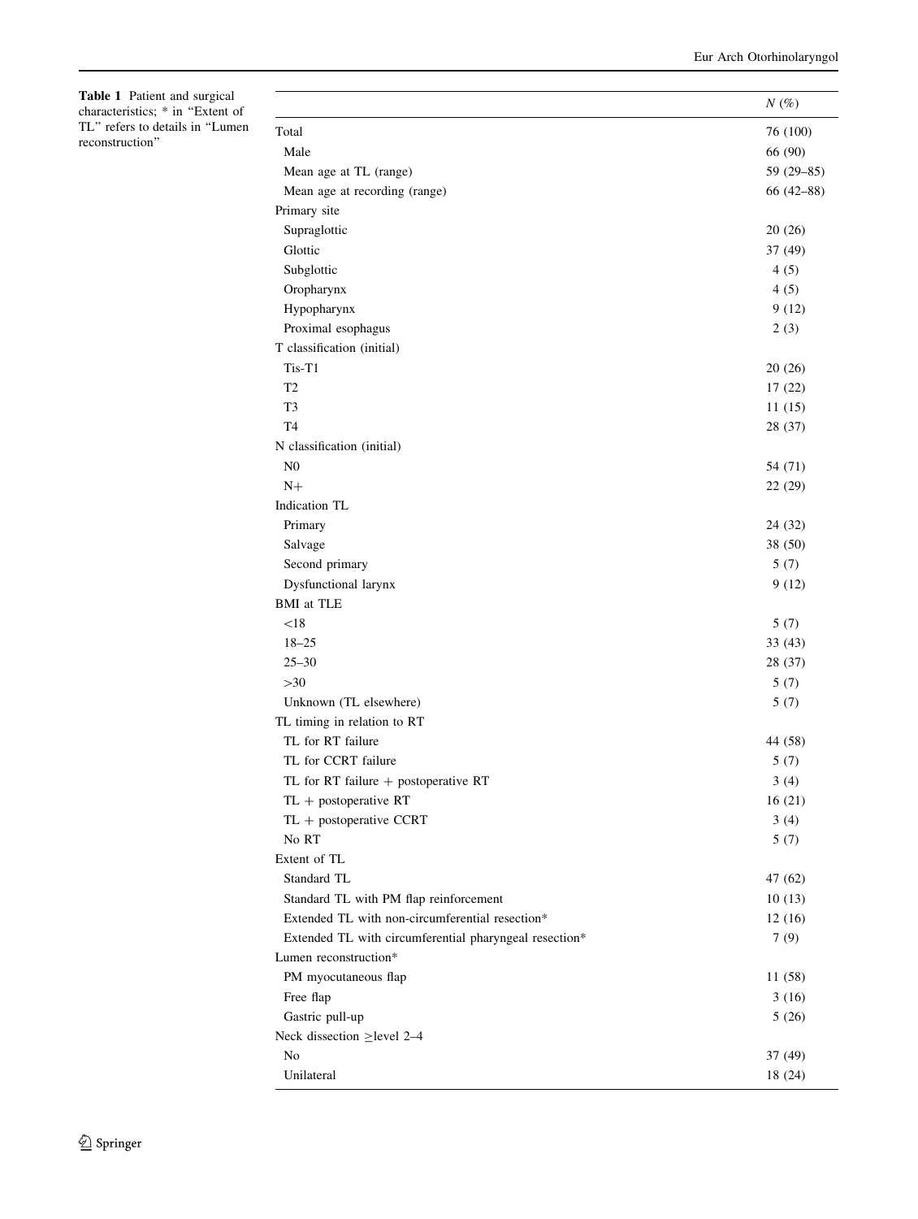**Table 1** Patient and surgical characteristics; * in "Extent of TL" refers to details in "Lumen reconstruction"

| | N (%) |
|---|---|
| Total | 76 (100) |
| Male | 66 (90) |
| Mean age at TL (range) | 59 (29–85) |
| Mean age at recording (range) | 66 (42–88) |
| Primary site | |
| Supraglottic | 20 (26) |
| Glottic | 37 (49) |
| Subglottic | 4 (5) |
| Oropharynx | 4 (5) |
| Hypopharynx | 9 (12) |
| Proximal esophagus | 2 (3) |
| T classification (initial) | |
| Tis-T1 | 20 (26) |
| T2 | 17 (22) |
| T3 | 11 (15) |
| T4 | 28 (37) |
| N classification (initial) | |
| N0 | 54 (71) |
| N+ | 22 (29) |
| Indication TL | |
| Primary | 24 (32) |
| Salvage | 38 (50) |
| Second primary | 5 (7) |
| Dysfunctional larynx | 9 (12) |
| BMI at TLE | |
| <18 | 5 (7) |
| 18–25 | 33 (43) |
| 25–30 | 28 (37) |
| >30 | 5 (7) |
| Unknown (TL elsewhere) | 5 (7) |
| TL timing in relation to RT | |
| TL for RT failure | 44 (58) |
| TL for CCRT failure | 5 (7) |
| TL for RT failure + postoperative RT | 3 (4) |
| TL + postoperative RT | 16 (21) |
| TL + postoperative CCRT | 3 (4) |
| No RT | 5 (7) |
| Extent of TL | |
| Standard TL | 47 (62) |
| Standard TL with PM flap reinforcement | 10 (13) |
| Extended TL with non-circumferential resection* | 12 (16) |
| Extended TL with circumferential pharyngeal resection* | 7 (9) |
| Lumen reconstruction* | |
| PM myocutaneous flap | 11 (58) |
| Free flap | 3 (16) |
| Gastric pull-up | 5 (26) |
| Neck dissection ≥level 2–4 | |
| No | 37 (49) |
| Unilateral | 18 (24) |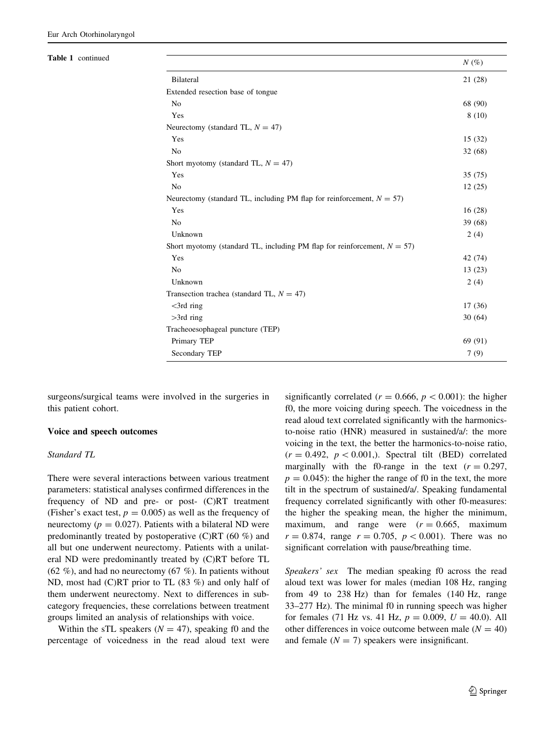**Table 1** continued

| | N (%) |
|---|---|
| Bilateral | 21 (28) |
| Extended resection base of tongue | |
| No | 68 (90) |
| Yes | 8 (10) |
| Neurectomy (standard TL, $N = 47$) | |
| Yes | 15 (32) |
| No | 32 (68) |
| Short myotomy (standard TL, $N = 47$) | |
| Yes | 35 (75) |
| No | 12 (25) |
| Neurectomy (standard TL, including PM flap for reinforcement, $N = 57$) | |
| Yes | 16 (28) |
| No | 39 (68) |
| Unknown | 2 (4) |
| Short myotomy (standard TL, including PM flap for reinforcement, $N = 57$) | |
| Yes | 42 (74) |
| No | 13 (23) |
| Unknown | 2 (4) |
| Transection trachea (standard TL, $N = 47$) | |
| <3rd ring | 17 (36) |
| >3rd ring | 30 (64) |
| Tracheoesophageal puncture (TEP) | |
| Primary TEP | 69 (91) |
| Secondary TEP | 7 (9) |

surgeons/surgical teams were involved in the surgeries in this patient cohort.

### Voice and speech outcomes

*Standard TL*

There were several interactions between various treatment parameters: statistical analyses confirmed differences in the frequency of ND and pre- or post- (C)RT treatment (Fisher's exact test, $p = 0.005$) as well as the frequency of neurectomy ($p = 0.027$). Patients with a bilateral ND were predominantly treated by postoperative (C)RT (60 %) and all but one underwent neurectomy. Patients with a unilateral ND were predominantly treated by (C)RT before TL (62 %), and had no neurectomy (67 %). In patients without ND, most had (C)RT prior to TL (83 %) and only half of them underwent neurectomy. Next to differences in subcategory frequencies, these correlations between treatment groups limited an analysis of relationships with voice.

Within the sTL speakers ($N = 47$), speaking f0 and the percentage of voicedness in the read aloud text were significantly correlated ($r = 0.666$, $p < 0.001$): the higher f0, the more voicing during speech. The voicedness in the read aloud text correlated significantly with the harmonics-to-noise ratio (HNR) measured in sustained/a/: the more voicing in the text, the better the harmonics-to-noise ratio, ($r = 0.492$, $p < 0.001$,). Spectral tilt (BED) correlated marginally with the f0-range in the text ($r = 0.297$, $p = 0.045$): the higher the range of f0 in the text, the more tilt in the spectrum of sustained/a/. Speaking fundamental frequency correlated significantly with other f0-measures: the higher the speaking mean, the higher the minimum, maximum, and range were ($r = 0.665$, maximum $r = 0.874$, range $r = 0.705$, $p < 0.001$). There was no significant correlation with pause/breathing time.

*Speakers' sex* The median speaking f0 across the read aloud text was lower for males (median 108 Hz, ranging from 49 to 238 Hz) than for females (140 Hz, range 33–277 Hz). The minimal f0 in running speech was higher for females (71 Hz vs. 41 Hz, $p = 0.009$, $U = 40.0$). All other differences in voice outcome between male ($N = 40$) and female ($N = 7$) speakers were insignificant.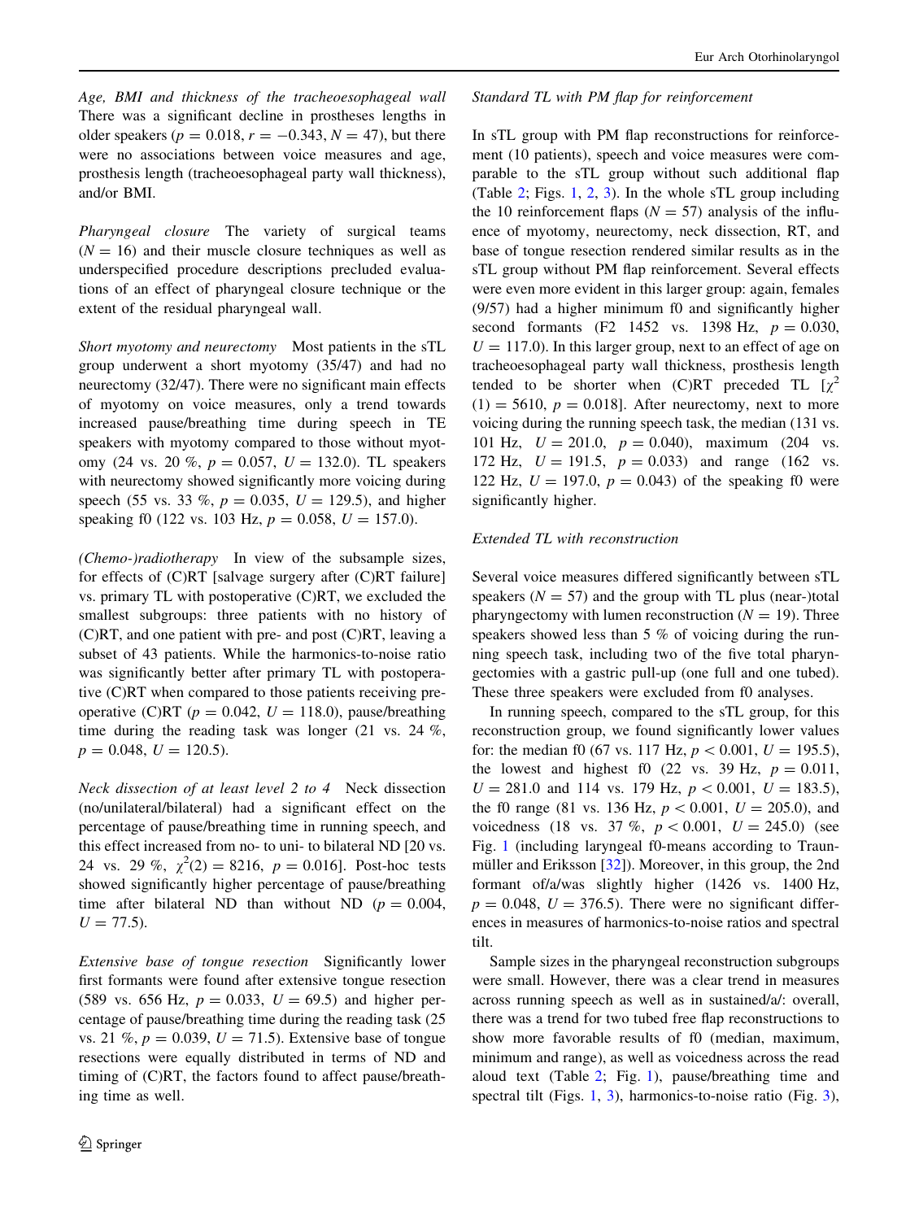*Age, BMI and thickness of the tracheoesophageal wall* There was a significant decline in prostheses lengths in older speakers ($p = 0.018$, $r = -0.343$, $N = 47$), but there were no associations between voice measures and age, prosthesis length (tracheoesophageal party wall thickness), and/or BMI.

*Pharyngeal closure* The variety of surgical teams ($N = 16$) and their muscle closure techniques as well as underspecified procedure descriptions precluded evaluations of an effect of pharyngeal closure technique or the extent of the residual pharyngeal wall.

*Short myotomy and neurectomy* Most patients in the sTL group underwent a short myotomy (35/47) and had no neurectomy (32/47). There were no significant main effects of myotomy on voice measures, only a trend towards increased pause/breathing time during speech in TE speakers with myotomy compared to those without myotomy (24 vs. 20 %, $p = 0.057$, $U = 132.0$). TL speakers with neurectomy showed significantly more voicing during speech (55 vs. 33 %, $p = 0.035$, $U = 129.5$), and higher speaking f0 (122 vs. 103 Hz, $p = 0.058$, $U = 157.0$).

*(Chemo-)radiotherapy* In view of the subsample sizes, for effects of (C)RT [salvage surgery after (C)RT failure] vs. primary TL with postoperative (C)RT, we excluded the smallest subgroups: three patients with no history of (C)RT, and one patient with pre- and post (C)RT, leaving a subset of 43 patients. While the harmonics-to-noise ratio was significantly better after primary TL with postoperative (C)RT when compared to those patients receiving preoperative (C)RT ($p = 0.042$, $U = 118.0$), pause/breathing time during the reading task was longer (21 vs. 24 %, $p = 0.048$, $U = 120.5$).

*Neck dissection of at least level 2 to 4* Neck dissection (no/unilateral/bilateral) had a significant effect on the percentage of pause/breathing time in running speech, and this effect increased from no- to uni- to bilateral ND [20 vs. 24 vs. 29 %, $\chi^2(2) = 8216$, $p = 0.016$]. Post-hoc tests showed significantly higher percentage of pause/breathing time after bilateral ND than without ND ($p = 0.004$, $U = 77.5$).

*Extensive base of tongue resection* Significantly lower first formants were found after extensive tongue resection (589 vs. 656 Hz, $p = 0.033$, $U = 69.5$) and higher percentage of pause/breathing time during the reading task (25 vs. 21 %, $p = 0.039$, $U = 71.5$). Extensive base of tongue resections were equally distributed in terms of ND and timing of (C)RT, the factors found to affect pause/breathing time as well.

*Standard TL with PM flap for reinforcement*

In sTL group with PM flap reconstructions for reinforcement (10 patients), speech and voice measures were comparable to the sTL group without such additional flap (Table 2; Figs. 1, 2, 3). In the whole sTL group including the 10 reinforcement flaps ($N = 57$) analysis of the influence of myotomy, neurectomy, neck dissection, RT, and base of tongue resection rendered similar results as in the sTL group without PM flap reinforcement. Several effects were even more evident in this larger group: again, females (9/57) had a higher minimum f0 and significantly higher second formants (F2 1452 vs. 1398 Hz, $p = 0.030$, $U = 117.0$). In this larger group, next to an effect of age on tracheoesophageal party wall thickness, prosthesis length tended to be shorter when (C)RT preceded TL [$\chi^2(1) = 5610$, $p = 0.018$]. After neurectomy, next to more voicing during the running speech task, the median (131 vs. 101 Hz, $U = 201.0$, $p = 0.040$), maximum (204 vs. 172 Hz, $U = 191.5$, $p = 0.033$) and range (162 vs. 122 Hz, $U = 197.0$, $p = 0.043$) of the speaking f0 were significantly higher.

*Extended TL with reconstruction*

Several voice measures differed significantly between sTL speakers ($N = 57$) and the group with TL plus (near-)total pharyngectomy with lumen reconstruction ($N = 19$). Three speakers showed less than 5 % of voicing during the running speech task, including two of the five total pharyngectomies with a gastric pull-up (one full and one tubed). These three speakers were excluded from f0 analyses.

In running speech, compared to the sTL group, for this reconstruction group, we found significantly lower values for: the median f0 (67 vs. 117 Hz, $p < 0.001$, $U = 195.5$), the lowest and highest f0 (22 vs. 39 Hz, $p = 0.011$, $U = 281.0$ and 114 vs. 179 Hz, $p < 0.001$, $U = 183.5$), the f0 range (81 vs. 136 Hz, $p < 0.001$, $U = 205.0$), and voicedness (18 vs. 37 %, $p < 0.001$, $U = 245.0$) (see Fig. 1 (including laryngeal f0-means according to Traunmüller and Eriksson [32]). Moreover, in this group, the 2nd formant of/a/was slightly higher (1426 vs. 1400 Hz, $p = 0.048$, $U = 376.5$). There were no significant differences in measures of harmonics-to-noise ratios and spectral tilt.

Sample sizes in the pharyngeal reconstruction subgroups were small. However, there was a clear trend in measures across running speech as well as in sustained/a/: overall, there was a trend for two tubed free flap reconstructions to show more favorable results of f0 (median, maximum, minimum and range), as well as voicedness across the read aloud text (Table 2; Fig. 1), pause/breathing time and spectral tilt (Figs. 1, 3), harmonics-to-noise ratio (Fig. 3),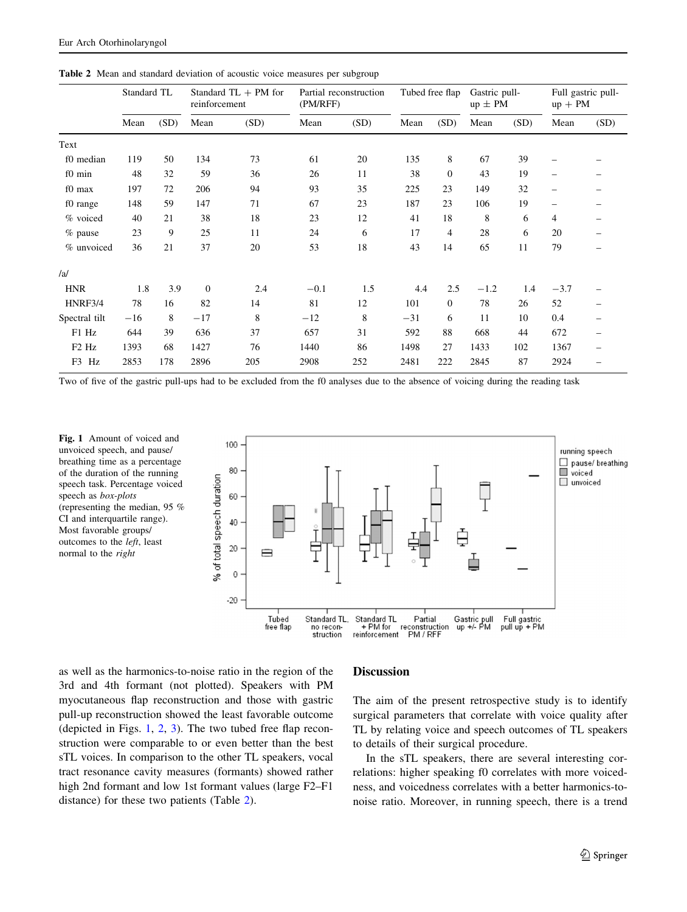**Table 2** Mean and standard deviation of acoustic voice measures per subgroup

| | Standard TL | | Standard TL + PM for reinforcement | | Partial reconstruction (PM/RFF) | | Tubed free flap | | Gastric pull-up ± PM | | Full gastric pull-up + PM | |
|---|---|---|---|---|---|---|---|---|---|---|---|---|
| | Mean | (SD) | Mean | (SD) | Mean | (SD) | Mean | (SD) | Mean | (SD) | Mean | (SD) |
| Text | | | | | | | | | | | | |
| f0 median | 119 | 50 | 134 | 73 | 61 | 20 | 135 | 8 | 67 | 39 | – | – |
| f0 min | 48 | 32 | 59 | 36 | 26 | 11 | 38 | 0 | 43 | 19 | – | – |
| f0 max | 197 | 72 | 206 | 94 | 93 | 35 | 225 | 23 | 149 | 32 | – | – |
| f0 range | 148 | 59 | 147 | 71 | 67 | 23 | 187 | 23 | 106 | 19 | – | – |
| % voiced | 40 | 21 | 38 | 18 | 23 | 12 | 41 | 18 | 8 | 6 | 4 | – |
| % pause | 23 | 9 | 25 | 11 | 24 | 6 | 17 | 4 | 28 | 6 | 20 | – |
| % unvoiced | 36 | 21 | 37 | 20 | 53 | 18 | 43 | 14 | 65 | 11 | 79 | – |
| /a/ | | | | | | | | | | | | |
| HNR | 1.8 | 3.9 | 0 | 2.4 | −0.1 | 1.5 | 4.4 | 2.5 | −1.2 | 1.4 | −3.7 | – |
| HNRF3/4 | 78 | 16 | 82 | 14 | 81 | 12 | 101 | 0 | 78 | 26 | 52 | – |
| Spectral tilt | −16 | 8 | −17 | 8 | −12 | 8 | −31 | 6 | 11 | 10 | 0.4 | – |
| F1 Hz | 644 | 39 | 636 | 37 | 657 | 31 | 592 | 88 | 668 | 44 | 672 | – |
| F2 Hz | 1393 | 68 | 1427 | 76 | 1440 | 86 | 1498 | 27 | 1433 | 102 | 1367 | – |
| F3 Hz | 2853 | 178 | 2896 | 205 | 2908 | 252 | 2481 | 222 | 2845 | 87 | 2924 | – |

Two of five of the gastric pull-ups had to be excluded from the f0 analyses due to the absence of voicing during the reading task

**Fig. 1** Amount of voiced and unvoiced speech, and pause/breathing time as a percentage of the duration of the running speech task. Percentage voiced speech as *box-plots* (representing the median, 95 % CI and interquartile range). Most favorable groups/outcomes to the *left*, least normal to the *right*

as well as the harmonics-to-noise ratio in the region of the 3rd and 4th formant (not plotted). Speakers with PM myocutaneous flap reconstruction and those with gastric pull-up reconstruction showed the least favorable outcome (depicted in Figs. 1, 2, 3). The two tubed free flap reconstruction were comparable to or even better than the best sTL voices. In comparison to the other TL speakers, vocal tract resonance cavity measures (formants) showed rather high 2nd formant and low 1st formant values (large F2–F1 distance) for these two patients (Table 2).

## Discussion

The aim of the present retrospective study is to identify surgical parameters that correlate with voice quality after TL by relating voice and speech outcomes of TL speakers to details of their surgical procedure.

In the sTL speakers, there are several interesting correlations: higher speaking f0 correlates with more voicedness, and voicedness correlates with a better harmonics-to-noise ratio. Moreover, in running speech, there is a trend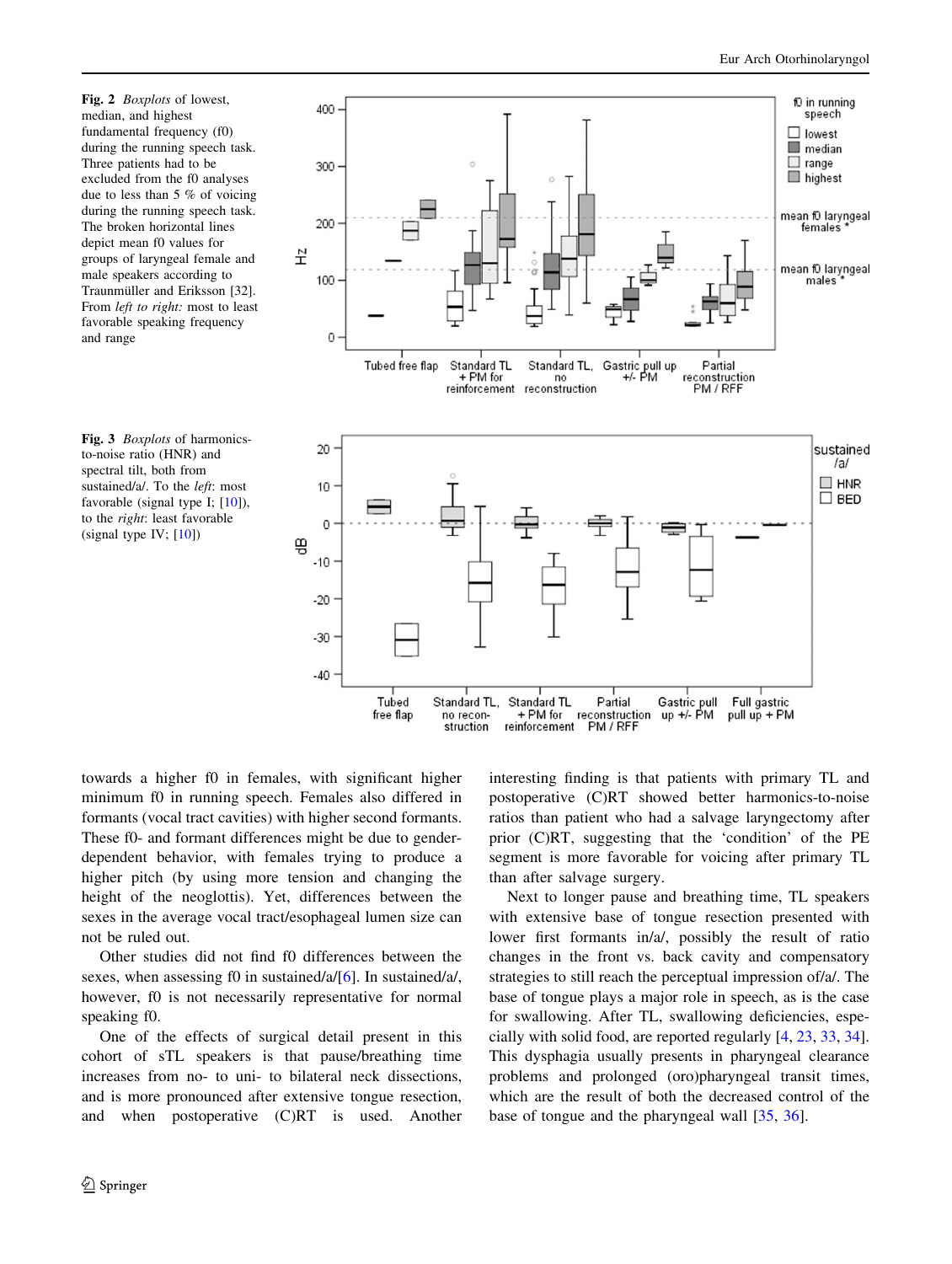**Fig. 2** *Boxplots* of lowest, median, and highest fundamental frequency (f0) during the running speech task. Three patients had to be excluded from the f0 analyses due to less than 5 % of voicing during the running speech task. The broken horizontal lines depict mean f0 values for groups of laryngeal female and male speakers according to Traunmüller and Eriksson [32]. From *left to right:* most to least favorable speaking frequency and range

**Fig. 3** *Boxplots* of harmonics-to-noise ratio (HNR) and spectral tilt, both from sustained/a/. To the *left*: most favorable (signal type I; [10]), to the *right*: least favorable (signal type IV; [10])

towards a higher f0 in females, with significant higher minimum f0 in running speech. Females also differed in formants (vocal tract cavities) with higher second formants. These f0- and formant differences might be due to gender-dependent behavior, with females trying to produce a higher pitch (by using more tension and changing the height of the neoglottis). Yet, differences between the sexes in the average vocal tract/esophageal lumen size can not be ruled out.

Other studies did not find f0 differences between the sexes, when assessing f0 in sustained/a/[6]. In sustained/a/, however, f0 is not necessarily representative for normal speaking f0.

One of the effects of surgical detail present in this cohort of sTL speakers is that pause/breathing time increases from no- to uni- to bilateral neck dissections, and is more pronounced after extensive tongue resection, and when postoperative (C)RT is used. Another interesting finding is that patients with primary TL and postoperative (C)RT showed better harmonics-to-noise ratios than patient who had a salvage laryngectomy after prior (C)RT, suggesting that the 'condition' of the PE segment is more favorable for voicing after primary TL than after salvage surgery.

Next to longer pause and breathing time, TL speakers with extensive base of tongue resection presented with lower first formants in/a/, possibly the result of ratio changes in the front vs. back cavity and compensatory strategies to still reach the perceptual impression of/a/. The base of tongue plays a major role in speech, as is the case for swallowing. After TL, swallowing deficiencies, especially with solid food, are reported regularly [4, 23, 33, 34]. This dysphagia usually presents in pharyngeal clearance problems and prolonged (oro)pharyngeal transit times, which are the result of both the decreased control of the base of tongue and the pharyngeal wall [35, 36].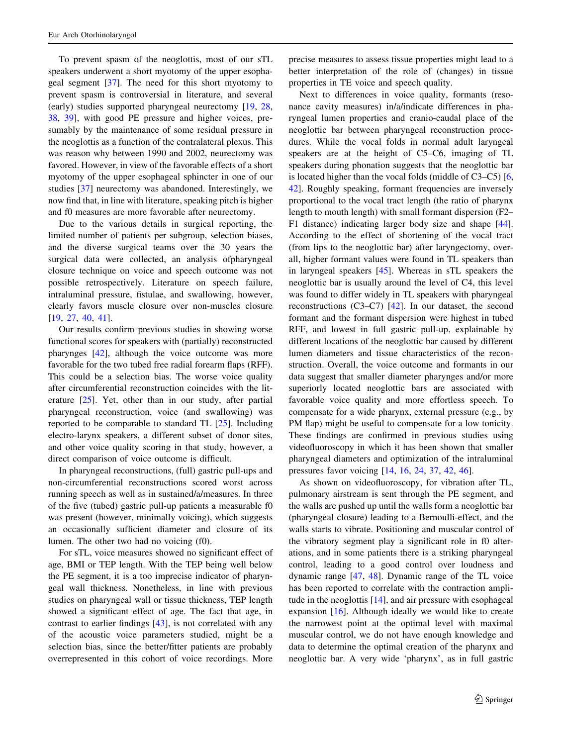To prevent spasm of the neoglottis, most of our sTL speakers underwent a short myotomy of the upper esophageal segment [37]. The need for this short myotomy to prevent spasm is controversial in literature, and several (early) studies supported pharyngeal neurectomy [19, 28, 38, 39], with good PE pressure and higher voices, presumably by the maintenance of some residual pressure in the neoglottis as a function of the contralateral plexus. This was reason why between 1990 and 2002, neurectomy was favored. However, in view of the favorable effects of a short myotomy of the upper esophageal sphincter in one of our studies [37] neurectomy was abandoned. Interestingly, we now find that, in line with literature, speaking pitch is higher and f0 measures are more favorable after neurectomy.

Due to the various details in surgical reporting, the limited number of patients per subgroup, selection biases, and the diverse surgical teams over the 30 years the surgical data were collected, an analysis ofpharyngeal closure technique on voice and speech outcome was not possible retrospectively. Literature on speech failure, intraluminal pressure, fistulae, and swallowing, however, clearly favors muscle closure over non-muscles closure [19, 27, 40, 41].

Our results confirm previous studies in showing worse functional scores for speakers with (partially) reconstructed pharynges [42], although the voice outcome was more favorable for the two tubed free radial forearm flaps (RFF). This could be a selection bias. The worse voice quality after circumferential reconstruction coincides with the literature [25]. Yet, other than in our study, after partial pharyngeal reconstruction, voice (and swallowing) was reported to be comparable to standard TL [25]. Including electro-larynx speakers, a different subset of donor sites, and other voice quality scoring in that study, however, a direct comparison of voice outcome is difficult.

In pharyngeal reconstructions, (full) gastric pull-ups and non-circumferential reconstructions scored worst across running speech as well as in sustained/a/measures. In three of the five (tubed) gastric pull-up patients a measurable f0 was present (however, minimally voicing), which suggests an occasionally sufficient diameter and closure of its lumen. The other two had no voicing (f0).

For sTL, voice measures showed no significant effect of age, BMI or TEP length. With the TEP being well below the PE segment, it is a too imprecise indicator of pharyngeal wall thickness. Nonetheless, in line with previous studies on pharyngeal wall or tissue thickness, TEP length showed a significant effect of age. The fact that age, in contrast to earlier findings [43], is not correlated with any of the acoustic voice parameters studied, might be a selection bias, since the better/fitter patients are probably overrepresented in this cohort of voice recordings. More precise measures to assess tissue properties might lead to a better interpretation of the role of (changes) in tissue properties in TE voice and speech quality.

Next to differences in voice quality, formants (resonance cavity measures) in/a/indicate differences in pharyngeal lumen properties and cranio-caudal place of the neoglottic bar between pharyngeal reconstruction procedures. While the vocal folds in normal adult laryngeal speakers are at the height of C5–C6, imaging of TL speakers during phonation suggests that the neoglottic bar is located higher than the vocal folds (middle of C3–C5) [6, 42]. Roughly speaking, formant frequencies are inversely proportional to the vocal tract length (the ratio of pharynx length to mouth length) with small formant dispersion (F2–F1 distance) indicating larger body size and shape [44]. According to the effect of shortening of the vocal tract (from lips to the neoglottic bar) after laryngectomy, overall, higher formant values were found in TL speakers than in laryngeal speakers [45]. Whereas in sTL speakers the neoglottic bar is usually around the level of C4, this level was found to differ widely in TL speakers with pharyngeal reconstructions (C3–C7) [42]. In our dataset, the second formant and the formant dispersion were highest in tubed RFF, and lowest in full gastric pull-up, explainable by different locations of the neoglottic bar caused by different lumen diameters and tissue characteristics of the reconstruction. Overall, the voice outcome and formants in our data suggest that smaller diameter pharynges and/or more superiorly located neoglottic bars are associated with favorable voice quality and more effortless speech. To compensate for a wide pharynx, external pressure (e.g., by PM flap) might be useful to compensate for a low tonicity. These findings are confirmed in previous studies using videofluoroscopy in which it has been shown that smaller pharyngeal diameters and optimization of the intraluminal pressures favor voicing [14, 16, 24, 37, 42, 46].

As shown on videofluoroscopy, for vibration after TL, pulmonary airstream is sent through the PE segment, and the walls are pushed up until the walls form a neoglottic bar (pharyngeal closure) leading to a Bernoulli-effect, and the walls starts to vibrate. Positioning and muscular control of the vibratory segment play a significant role in f0 alterations, and in some patients there is a striking pharyngeal control, leading to a good control over loudness and dynamic range [47, 48]. Dynamic range of the TL voice has been reported to correlate with the contraction amplitude in the neoglottis [14], and air pressure with esophageal expansion [16]. Although ideally we would like to create the narrowest point at the optimal level with maximal muscular control, we do not have enough knowledge and data to determine the optimal creation of the pharynx and neoglottic bar. A very wide 'pharynx', as in full gastric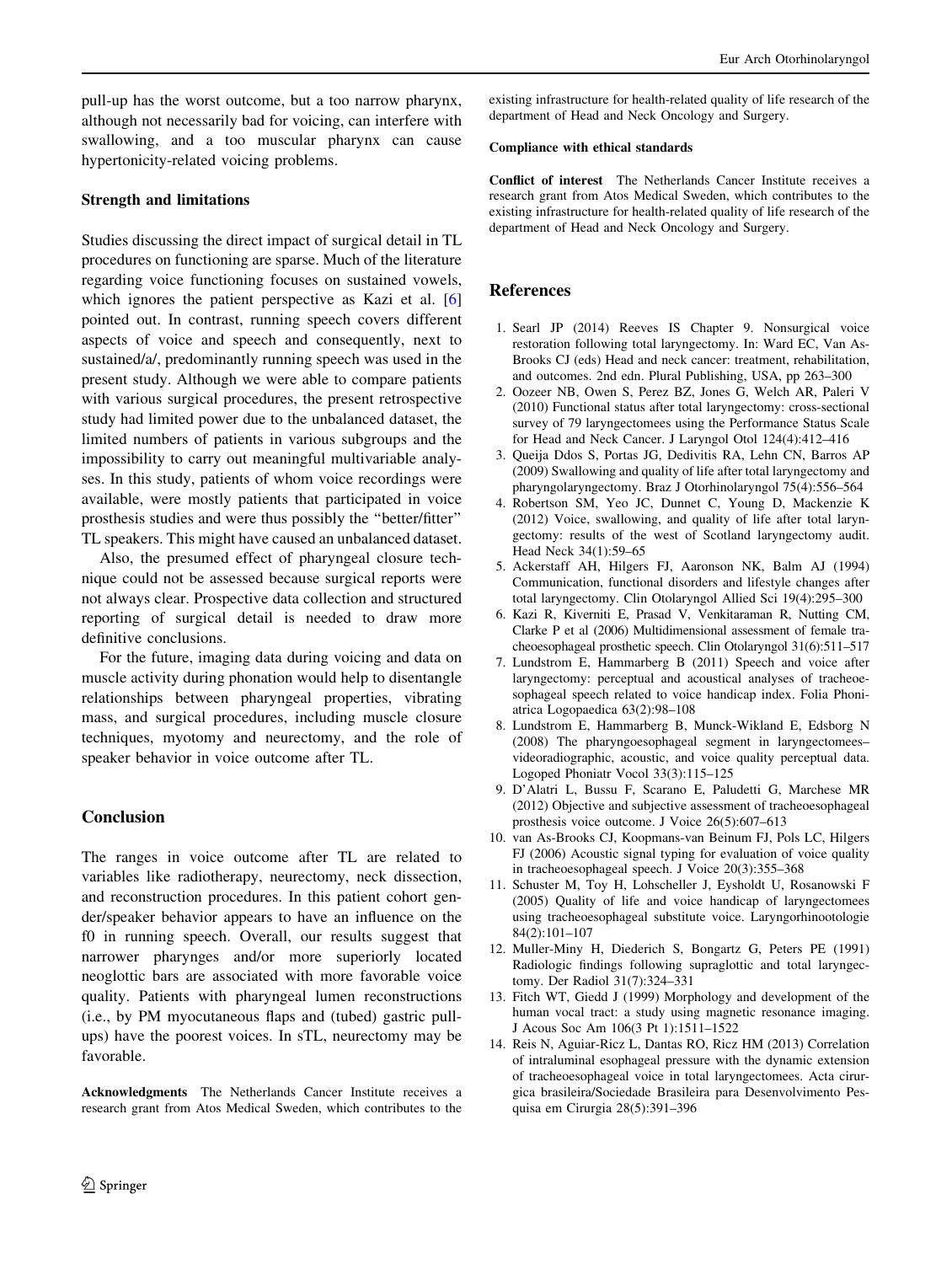pull-up has the worst outcome, but a too narrow pharynx, although not necessarily bad for voicing, can interfere with swallowing, and a too muscular pharynx can cause hypertonicity-related voicing problems.

### Strength and limitations

Studies discussing the direct impact of surgical detail in TL procedures on functioning are sparse. Much of the literature regarding voice functioning focuses on sustained vowels, which ignores the patient perspective as Kazi et al. [6] pointed out. In contrast, running speech covers different aspects of voice and speech and consequently, next to sustained/a/, predominantly running speech was used in the present study. Although we were able to compare patients with various surgical procedures, the present retrospective study had limited power due to the unbalanced dataset, the limited numbers of patients in various subgroups and the impossibility to carry out meaningful multivariable analyses. In this study, patients of whom voice recordings were available, were mostly patients that participated in voice prosthesis studies and were thus possibly the "better/fitter" TL speakers. This might have caused an unbalanced dataset.

Also, the presumed effect of pharyngeal closure technique could not be assessed because surgical reports were not always clear. Prospective data collection and structured reporting of surgical detail is needed to draw more definitive conclusions.

For the future, imaging data during voicing and data on muscle activity during phonation would help to disentangle relationships between pharyngeal properties, vibrating mass, and surgical procedures, including muscle closure techniques, myotomy and neurectomy, and the role of speaker behavior in voice outcome after TL.

## Conclusion

The ranges in voice outcome after TL are related to variables like radiotherapy, neurectomy, neck dissection, and reconstruction procedures. In this patient cohort gender/speaker behavior appears to have an influence on the f0 in running speech. Overall, our results suggest that narrower pharynges and/or more superiorly located neoglottic bars are associated with more favorable voice quality. Patients with pharyngeal lumen reconstructions (i.e., by PM myocutaneous flaps and (tubed) gastric pull-ups) have the poorest voices. In sTL, neurectomy may be favorable.

**Acknowledgments** The Netherlands Cancer Institute receives a research grant from Atos Medical Sweden, which contributes to the existing infrastructure for health-related quality of life research of the department of Head and Neck Oncology and Surgery.

**Compliance with ethical standards**

**Conflict of interest** The Netherlands Cancer Institute receives a research grant from Atos Medical Sweden, which contributes to the existing infrastructure for health-related quality of life research of the department of Head and Neck Oncology and Surgery.

## References

1. Searl JP (2014) Reeves IS Chapter 9. Nonsurgical voice restoration following total laryngectomy. In: Ward EC, Van As-Brooks CJ (eds) Head and neck cancer: treatment, rehabilitation, and outcomes. 2nd edn. Plural Publishing, USA, pp 263–300
2. Oozeer NB, Owen S, Perez BZ, Jones G, Welch AR, Paleri V (2010) Functional status after total laryngectomy: cross-sectional survey of 79 laryngectomees using the Performance Status Scale for Head and Neck Cancer. J Laryngol Otol 124(4):412–416
3. Queija Ddos S, Portas JG, Dedivitis RA, Lehn CN, Barros AP (2009) Swallowing and quality of life after total laryngectomy and pharyngolaryngectomy. Braz J Otorhinolaryngol 75(4):556–564
4. Robertson SM, Yeo JC, Dunnet C, Young D, Mackenzie K (2012) Voice, swallowing, and quality of life after total laryngectomy: results of the west of Scotland laryngectomy audit. Head Neck 34(1):59–65
5. Ackerstaff AH, Hilgers FJ, Aaronson NK, Balm AJ (1994) Communication, functional disorders and lifestyle changes after total laryngectomy. Clin Otolaryngol Allied Sci 19(4):295–300
6. Kazi R, Kiverniti E, Prasad V, Venkitaraman R, Nutting CM, Clarke P et al (2006) Multidimensional assessment of female tracheoesophageal prosthetic speech. Clin Otolaryngol 31(6):511–517
7. Lundstrom E, Hammarberg B (2011) Speech and voice after laryngectomy: perceptual and acoustical analyses of tracheoesophageal speech related to voice handicap index. Folia Phoniatrica Logopaedica 63(2):98–108
8. Lundstrom E, Hammarberg B, Munck-Wikland E, Edsborg N (2008) The pharyngoesophageal segment in laryngectomees–videoradiographic, acoustic, and voice quality perceptual data. Logoped Phoniatr Vocol 33(3):115–125
9. D'Alatri L, Bussu F, Scarano E, Paludetti G, Marchese MR (2012) Objective and subjective assessment of tracheoesophageal prosthesis voice outcome. J Voice 26(5):607–613
10. van As-Brooks CJ, Koopmans-van Beinum FJ, Pols LC, Hilgers FJ (2006) Acoustic signal typing for evaluation of voice quality in tracheoesophageal speech. J Voice 20(3):355–368
11. Schuster M, Toy H, Lohscheller J, Eysholdt U, Rosanowski F (2005) Quality of life and voice handicap of laryngectomees using tracheoesophageal substitute voice. Laryngorhinootologie 84(2):101–107
12. Muller-Miny H, Diederich S, Bongartz G, Peters PE (1991) Radiologic findings following supraglottic and total laryngectomy. Der Radiol 31(7):324–331
13. Fitch WT, Giedd J (1999) Morphology and development of the human vocal tract: a study using magnetic resonance imaging. J Acous Soc Am 106(3 Pt 1):1511–1522
14. Reis N, Aguiar-Ricz L, Dantas RO, Ricz HM (2013) Correlation of intraluminal esophageal pressure with the dynamic extension of tracheoesophageal voice in total laryngectomees. Acta cirurgica brasileira/Sociedade Brasileira para Desenvolvimento Pesquisa em Cirurgia 28(5):391–396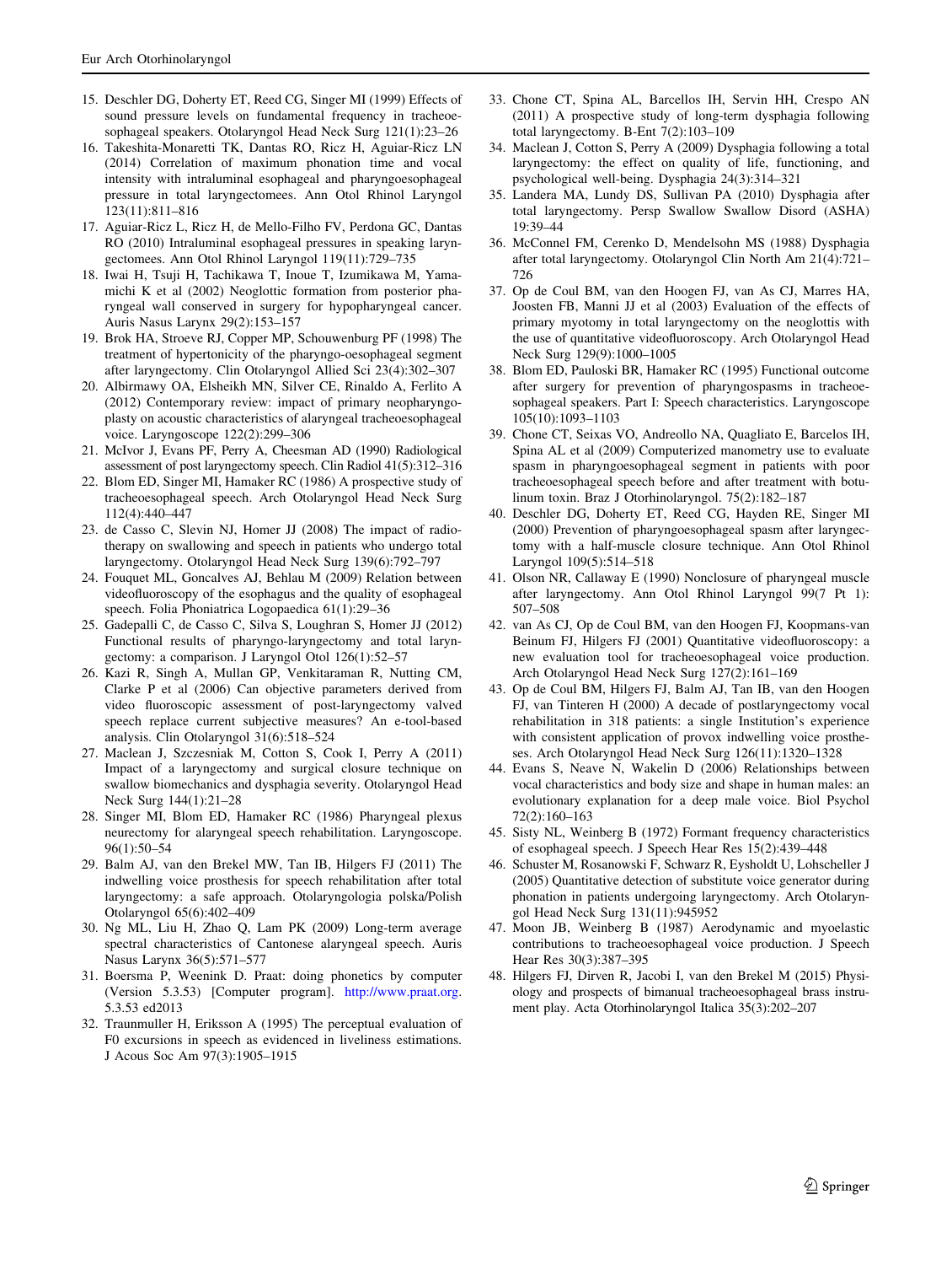15. Deschler DG, Doherty ET, Reed CG, Singer MI (1999) Effects of sound pressure levels on fundamental frequency in tracheoesophageal speakers. Otolaryngol Head Neck Surg 121(1):23–26
16. Takeshita-Monaretti TK, Dantas RO, Ricz H, Aguiar-Ricz LN (2014) Correlation of maximum phonation time and vocal intensity with intraluminal esophageal and pharyngoesophageal pressure in total laryngectomees. Ann Otol Rhinol Laryngol 123(11):811–816
17. Aguiar-Ricz L, Ricz H, de Mello-Filho FV, Perdona GC, Dantas RO (2010) Intraluminal esophageal pressures in speaking laryngectomees. Ann Otol Rhinol Laryngol 119(11):729–735
18. Iwai H, Tsuji H, Tachikawa T, Inoue T, Izumikawa M, Yamamichi K et al (2002) Neoglottic formation from posterior pharyngeal wall conserved in surgery for hypopharyngeal cancer. Auris Nasus Larynx 29(2):153–157
19. Brok HA, Stroeve RJ, Copper MP, Schouwenburg PF (1998) The treatment of hypertonicity of the pharyngo-oesophageal segment after laryngectomy. Clin Otolaryngol Allied Sci 23(4):302–307
20. Albirmawy OA, Elsheikh MN, Silver CE, Rinaldo A, Ferlito A (2012) Contemporary review: impact of primary neopharyngoplasty on acoustic characteristics of alaryngeal tracheoesophageal voice. Laryngoscope 122(2):299–306
21. McIvor J, Evans PF, Perry A, Cheesman AD (1990) Radiological assessment of post laryngectomy speech. Clin Radiol 41(5):312–316
22. Blom ED, Singer MI, Hamaker RC (1986) A prospective study of tracheoesophageal speech. Arch Otolaryngol Head Neck Surg 112(4):440–447
23. de Casso C, Slevin NJ, Homer JJ (2008) The impact of radiotherapy on swallowing and speech in patients who undergo total laryngectomy. Otolaryngol Head Neck Surg 139(6):792–797
24. Fouquet ML, Goncalves AJ, Behlau M (2009) Relation between videofluoroscopy of the esophagus and the quality of esophageal speech. Folia Phoniatrica Logopaedica 61(1):29–36
25. Gadepalli C, de Casso C, Silva S, Loughran S, Homer JJ (2012) Functional results of pharyngo-laryngectomy and total laryngectomy: a comparison. J Laryngol Otol 126(1):52–57
26. Kazi R, Singh A, Mullan GP, Venkitaraman R, Nutting CM, Clarke P et al (2006) Can objective parameters derived from video fluoroscopic assessment of post-laryngectomy valved speech replace current subjective measures? An e-tool-based analysis. Clin Otolaryngol 31(6):518–524
27. Maclean J, Szczesniak M, Cotton S, Cook I, Perry A (2011) Impact of a laryngectomy and surgical closure technique on swallow biomechanics and dysphagia severity. Otolaryngol Head Neck Surg 144(1):21–28
28. Singer MI, Blom ED, Hamaker RC (1986) Pharyngeal plexus neurectomy for alaryngeal speech rehabilitation. Laryngoscope. 96(1):50–54
29. Balm AJ, van den Brekel MW, Tan IB, Hilgers FJ (2011) The indwelling voice prosthesis for speech rehabilitation after total laryngectomy: a safe approach. Otolaryngologia polska/Polish Otolaryngol 65(6):402–409
30. Ng ML, Liu H, Zhao Q, Lam PK (2009) Long-term average spectral characteristics of Cantonese alaryngeal speech. Auris Nasus Larynx 36(5):571–577
31. Boersma P, Weenink D. Praat: doing phonetics by computer (Version 5.3.53) [Computer program]. http://www.praat.org. 5.3.53 ed2013
32. Traunmuller H, Eriksson A (1995) The perceptual evaluation of F0 excursions in speech as evidenced in liveliness estimations. J Acous Soc Am 97(3):1905–1915
33. Chone CT, Spina AL, Barcellos IH, Servin HH, Crespo AN (2011) A prospective study of long-term dysphagia following total laryngectomy. B-Ent 7(2):103–109
34. Maclean J, Cotton S, Perry A (2009) Dysphagia following a total laryngectomy: the effect on quality of life, functioning, and psychological well-being. Dysphagia 24(3):314–321
35. Landera MA, Lundy DS, Sullivan PA (2010) Dysphagia after total laryngectomy. Persp Swallow Swallow Disord (ASHA) 19:39–44
36. McConnel FM, Cerenko D, Mendelsohn MS (1988) Dysphagia after total laryngectomy. Otolaryngol Clin North Am 21(4):721–726
37. Op de Coul BM, van den Hoogen FJ, van As CJ, Marres HA, Joosten FB, Manni JJ et al (2003) Evaluation of the effects of primary myotomy in total laryngectomy on the neoglottis with the use of quantitative videofluoroscopy. Arch Otolaryngol Head Neck Surg 129(9):1000–1005
38. Blom ED, Pauloski BR, Hamaker RC (1995) Functional outcome after surgery for prevention of pharyngospasms in tracheoesophageal speakers. Part I: Speech characteristics. Laryngoscope 105(10):1093–1103
39. Chone CT, Seixas VO, Andreollo NA, Quagliato E, Barcelos IH, Spina AL et al (2009) Computerized manometry use to evaluate spasm in pharyngoesophageal segment in patients with poor tracheoesophageal speech before and after treatment with botulinum toxin. Braz J Otorhinolaryngol. 75(2):182–187
40. Deschler DG, Doherty ET, Reed CG, Hayden RE, Singer MI (2000) Prevention of pharyngoesophageal spasm after laryngectomy with a half-muscle closure technique. Ann Otol Rhinol Laryngol 109(5):514–518
41. Olson NR, Callaway E (1990) Nonclosure of pharyngeal muscle after laryngectomy. Ann Otol Rhinol Laryngol 99(7 Pt 1): 507–508
42. van As CJ, Op de Coul BM, van den Hoogen FJ, Koopmans-van Beinum FJ, Hilgers FJ (2001) Quantitative videofluoroscopy: a new evaluation tool for tracheoesophageal voice production. Arch Otolaryngol Head Neck Surg 127(2):161–169
43. Op de Coul BM, Hilgers FJ, Balm AJ, Tan IB, van den Hoogen FJ, van Tinteren H (2000) A decade of postlaryngectomy vocal rehabilitation in 318 patients: a single Institution's experience with consistent application of provox indwelling voice prostheses. Arch Otolaryngol Head Neck Surg 126(11):1320–1328
44. Evans S, Neave N, Wakelin D (2006) Relationships between vocal characteristics and body size and shape in human males: an evolutionary explanation for a deep male voice. Biol Psychol 72(2):160–163
45. Sisty NL, Weinberg B (1972) Formant frequency characteristics of esophageal speech. J Speech Hear Res 15(2):439–448
46. Schuster M, Rosanowski F, Schwarz R, Eysholdt U, Lohscheller J (2005) Quantitative detection of substitute voice generator during phonation in patients undergoing laryngectomy. Arch Otolaryngol Head Neck Surg 131(11):945952
47. Moon JB, Weinberg B (1987) Aerodynamic and myoelastic contributions to tracheoesophageal voice production. J Speech Hear Res 30(3):387–395
48. Hilgers FJ, Dirven R, Jacobi I, van den Brekel M (2015) Physiology and prospects of bimanual tracheoesophageal brass instrument play. Acta Otorhinolaryngol Italica 35(3):202–207